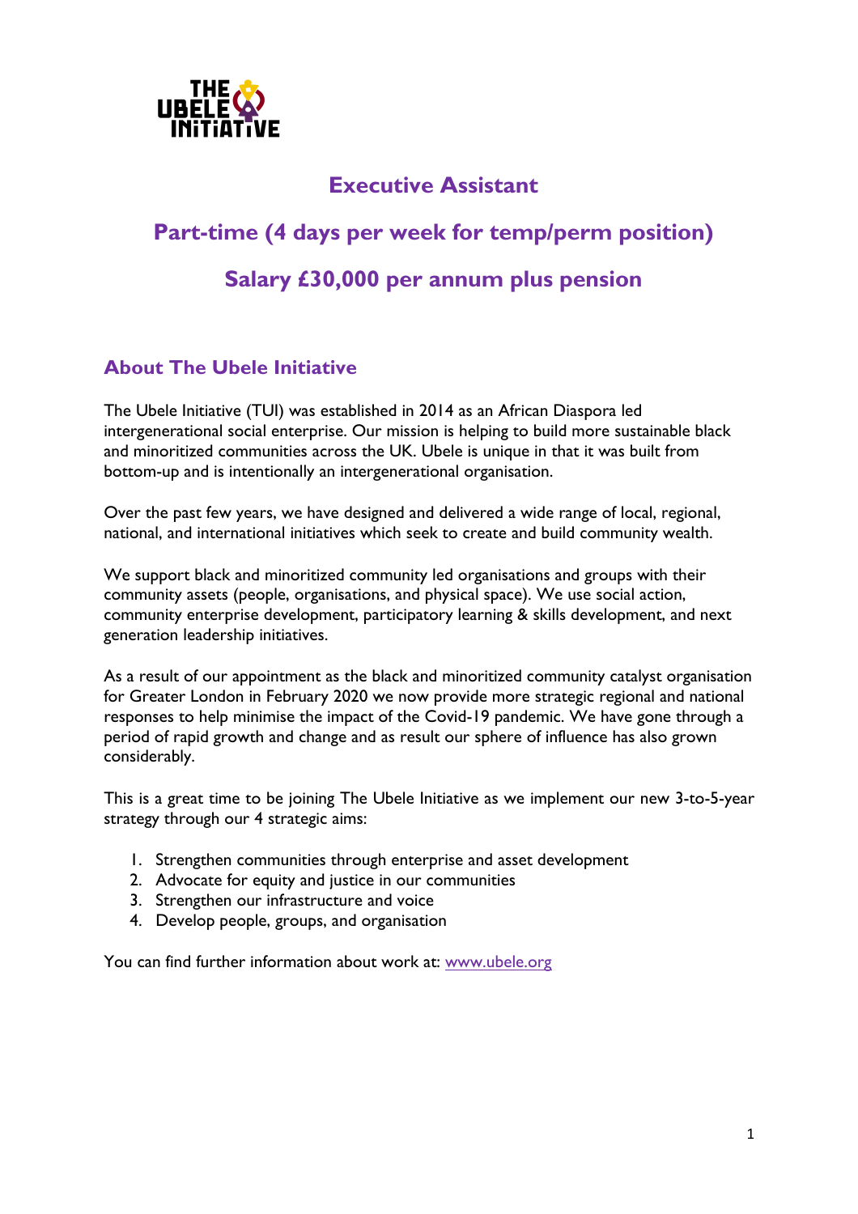# Executive Assistant

## Part-time (4 days per week for temp/perm position)

## Salary £30,000 per annum plus pension

### About The Ubele Initiative

The Ubele Initiative (TUI) was established in 2014 as an African Diaspora led intergenerational social enterprise. Our mission is helping to build more sustainable black and minoritized communities across the UK. Ubele is unique in that it was built from bottom-up and is intentionally an intergenerational organisation.

Over the past few years, we have designed and delivered a wide range of local, regional, national, and international initiatives which seek to create and build community wealth.

We support black and minoritized community led organisations and groups with their community assets (people, organisations, and physical space). We use social action, community enterprise development, participatory learning & skills development, and next generation leadership initiatives.

As a result of our appointment as the black and minoritized community catalyst organisation for Greater London in February 2020 we now provide more strategic regional and national responses to help minimise the impact of the Covid-19 pandemic. We have gone through a period of rapid growth and change and as result our sphere of influence has also grown considerably.

This is a great time to be joining The Ubele Initiative as we implement our new 3-to-5-year strategy through our 4 strategic aims:

1. Strengthen communities through enterprise and asset development
2. Advocate for equity and justice in our communities
3. Strengthen our infrastructure and voice
4. Develop people, groups, and organisation

You can find further information about work at: [www.ubele.org](http://www.ubele.org)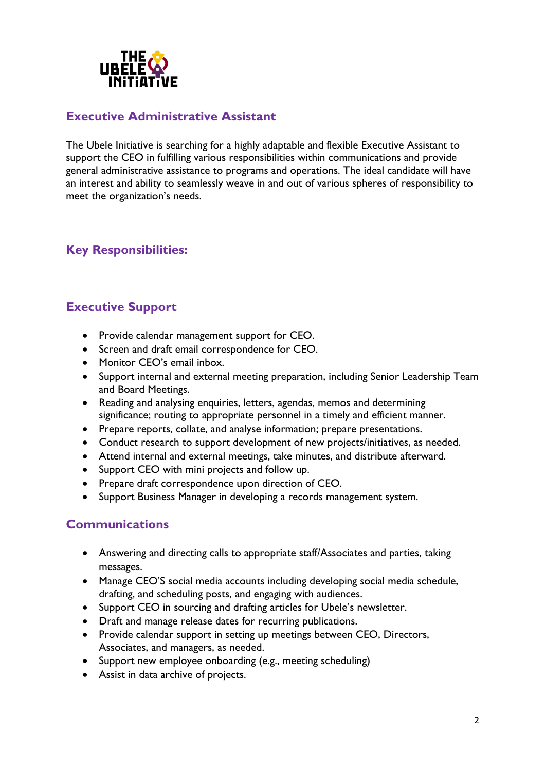## Executive Administrative Assistant

The Ubele Initiative is searching for a highly adaptable and flexible Executive Assistant to support the CEO in fulfilling various responsibilities within communications and provide general administrative assistance to programs and operations. The ideal candidate will have an interest and ability to seamlessly weave in and out of various spheres of responsibility to meet the organization's needs.

## Key Responsibilities:

### Executive Support

- Provide calendar management support for CEO.
- Screen and draft email correspondence for CEO.
- Monitor CEO's email inbox.
- Support internal and external meeting preparation, including Senior Leadership Team and Board Meetings.
- Reading and analysing enquiries, letters, agendas, memos and determining significance; routing to appropriate personnel in a timely and efficient manner.
- Prepare reports, collate, and analyse information; prepare presentations.
- Conduct research to support development of new projects/initiatives, as needed.
- Attend internal and external meetings, take minutes, and distribute afterward.
- Support CEO with mini projects and follow up.
- Prepare draft correspondence upon direction of CEO.
- Support Business Manager in developing a records management system.

### Communications

- Answering and directing calls to appropriate staff/Associates and parties, taking messages.
- Manage CEO'S social media accounts including developing social media schedule, drafting, and scheduling posts, and engaging with audiences.
- Support CEO in sourcing and drafting articles for Ubele's newsletter.
- Draft and manage release dates for recurring publications.
- Provide calendar support in setting up meetings between CEO, Directors, Associates, and managers, as needed.
- Support new employee onboarding (e.g., meeting scheduling)
- Assist in data archive of projects.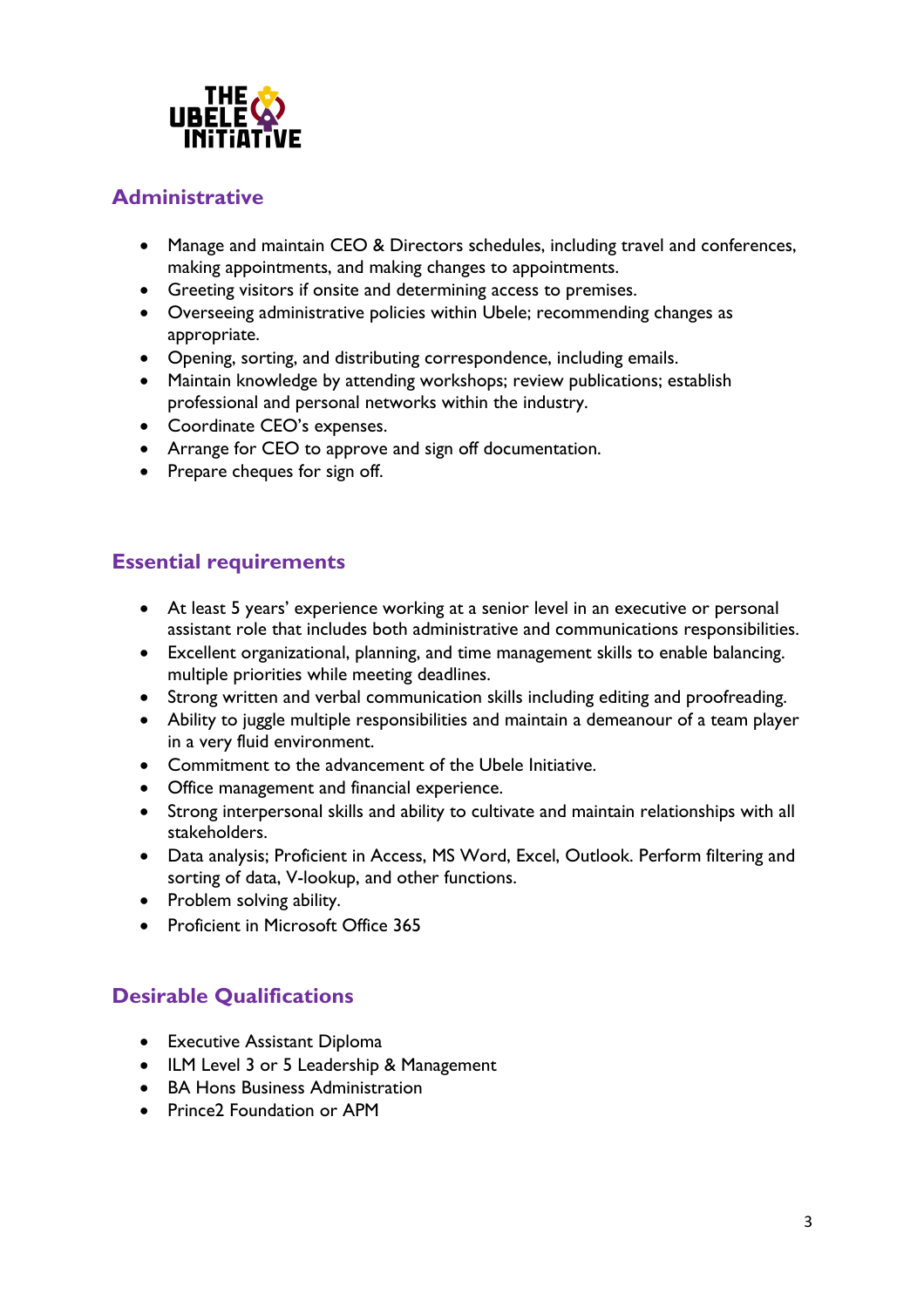## Administrative

- Manage and maintain CEO & Directors schedules, including travel and conferences, making appointments, and making changes to appointments.
- Greeting visitors if onsite and determining access to premises.
- Overseeing administrative policies within Ubele; recommending changes as appropriate.
- Opening, sorting, and distributing correspondence, including emails.
- Maintain knowledge by attending workshops; review publications; establish professional and personal networks within the industry.
- Coordinate CEO's expenses.
- Arrange for CEO to approve and sign off documentation.
- Prepare cheques for sign off.

## Essential requirements

- At least 5 years' experience working at a senior level in an executive or personal assistant role that includes both administrative and communications responsibilities.
- Excellent organizational, planning, and time management skills to enable balancing. multiple priorities while meeting deadlines.
- Strong written and verbal communication skills including editing and proofreading.
- Ability to juggle multiple responsibilities and maintain a demeanour of a team player in a very fluid environment.
- Commitment to the advancement of the Ubele Initiative.
- Office management and financial experience.
- Strong interpersonal skills and ability to cultivate and maintain relationships with all stakeholders.
- Data analysis; Proficient in Access, MS Word, Excel, Outlook. Perform filtering and sorting of data, V-lookup, and other functions.
- Problem solving ability.
- Proficient in Microsoft Office 365

## Desirable Qualifications

- Executive Assistant Diploma
- ILM Level 3 or 5 Leadership & Management
- BA Hons Business Administration
- Prince2 Foundation or APM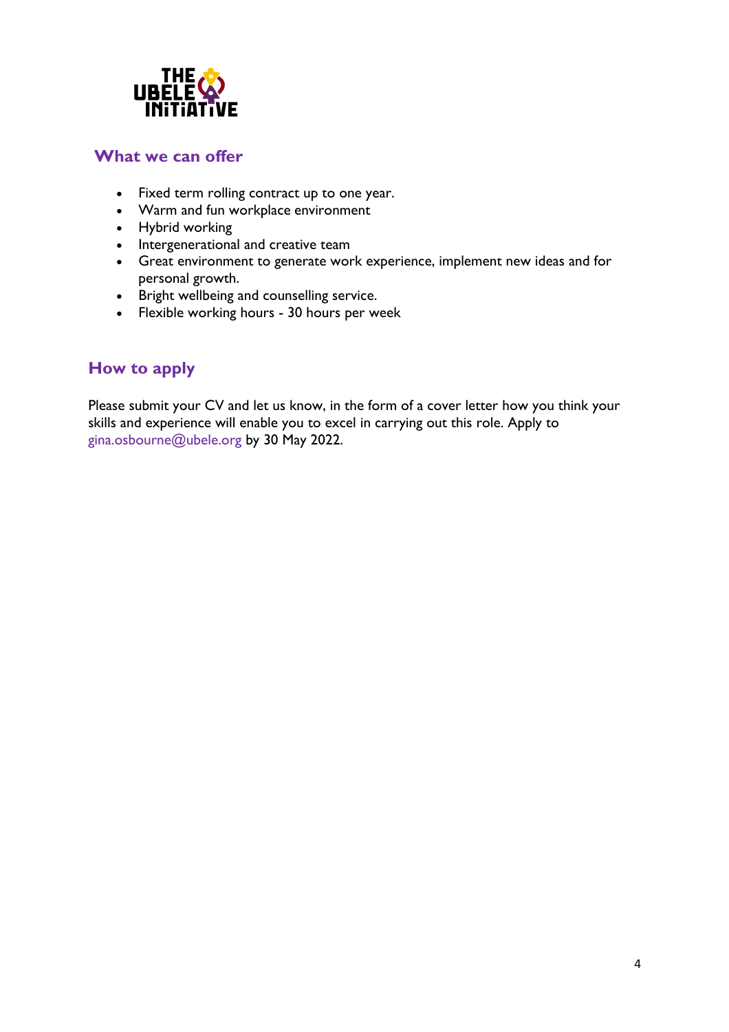## What we can offer

- Fixed term rolling contract up to one year.
- Warm and fun workplace environment
- Hybrid working
- Intergenerational and creative team
- Great environment to generate work experience, implement new ideas and for personal growth.
- Bright wellbeing and counselling service.
- Flexible working hours - 30 hours per week

## How to apply

Please submit your CV and let us know, in the form of a cover letter how you think your skills and experience will enable you to excel in carrying out this role. Apply to gina.osbourne@ubele.org by 30 May 2022.